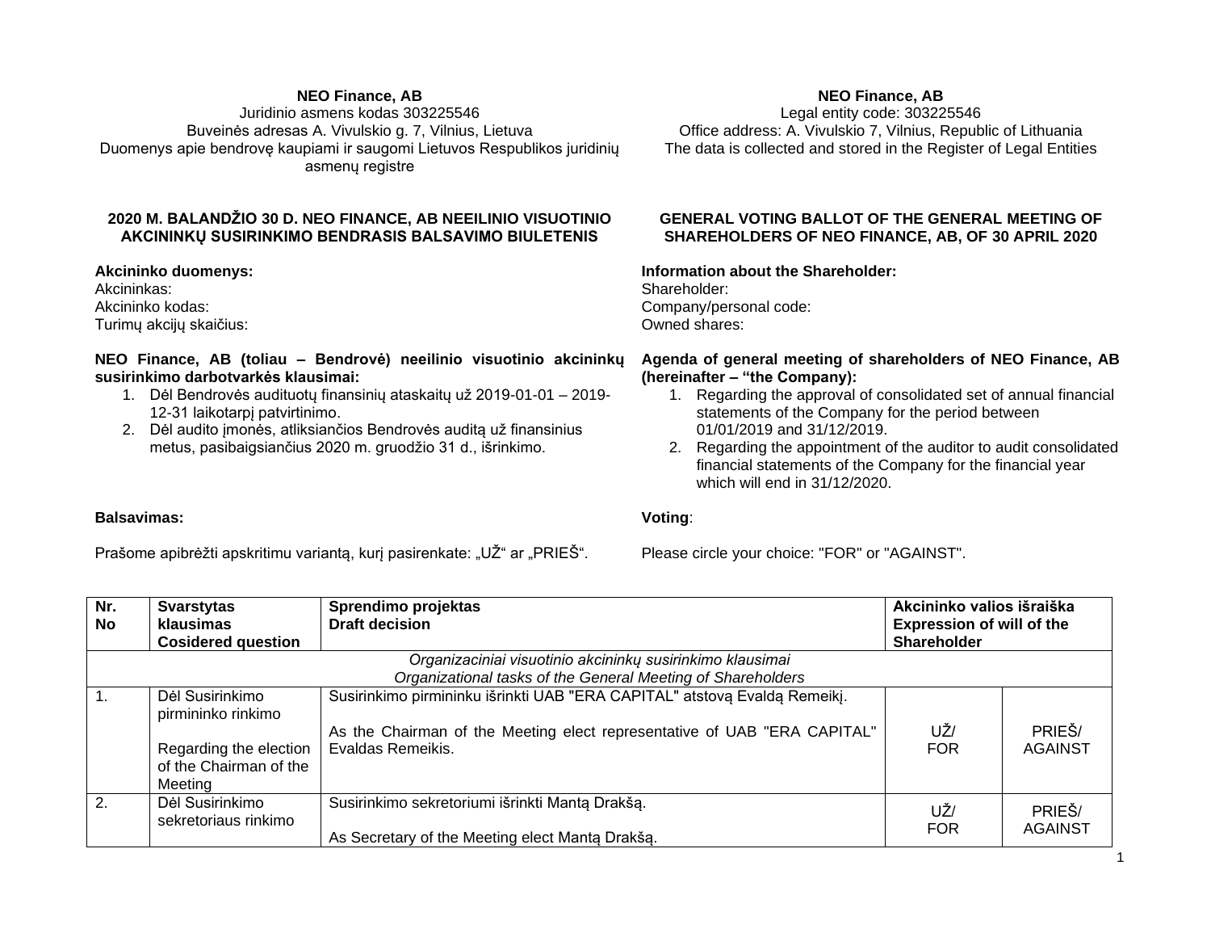**NEO Finance, AB**
Juridinio asmens kodas 303225546
Buveinės adresas A. Vivulskio g. 7, Vilnius, Lietuva
Duomenys apie bendrovę kaupiami ir saugomi Lietuvos Respublikos juridinių asmenų registre

**NEO Finance, AB**
Legal entity code: 303225546
Office address: A. Vivulskio 7, Vilnius, Republic of Lithuania
The data is collected and stored in the Register of Legal Entities

**2020 M. BALANDŽIO 30 D. NEO FINANCE, AB NEEILINIO VISUOTINIO AKCININKŲ SUSIRINKIMO BENDRASIS BALSAVIMO BIULETENIS**

**GENERAL VOTING BALLOT OF THE GENERAL MEETING OF SHAREHOLDERS OF NEO FINANCE, AB, OF 30 APRIL 2020**

**Akcininko duomenys:**
Akcininkas:
Akcininko kodas:
Turimų akcijų skaičius:

**Information about the Shareholder:**
Shareholder:
Company/personal code:
Owned shares:

**NEO Finance, AB (toliau – Bendrovė) neeilinio visuotinio akcininkų susirinkimo darbotvarkės klausimai:**

1. Dėl Bendrovės audituotų finansinių ataskaitų už 2019-01-01 – 2019-12-31 laikotarpį patvirtinimo.
2. Dėl audito įmonės, atliksiančios Bendrovės auditą už finansinius metus, pasibaigsiančius 2020 m. gruodžio 31 d., išrinkimo.

**Agenda of general meeting of shareholders of NEO Finance, AB (hereinafter – "the Company):**

1. Regarding the approval of consolidated set of annual financial statements of the Company for the period between 01/01/2019 and 31/12/2019.
2. Regarding the appointment of the auditor to audit consolidated financial statements of the Company for the financial year which will end in 31/12/2020.

**Balsavimas:**

Prašome apibrėžti apskritimu variantą, kurį pasirenkate: „UŽ" ar „PRIEŠ".

**Voting**:

Please circle your choice: "FOR" or "AGAINST".

| **Nr. No** | **Svarstytas klausimas Cosidered question** | **Sprendimo projektas Draft decision** | **Akcininko valios išraiška Expression of will of the Shareholder** | |
|---|---|---|---|---|
| *Organizaciniai visuotinio akcininkų susirinkimo klausimai Organizational tasks of the General Meeting of Shareholders* | | | | |
| 1. | Dėl Susirinkimo pirmininko rinkimo<br><br>Regarding the election of the Chairman of the Meeting | Susirinkimo pirmininku išrinkti UAB "ERA CAPITAL" atstovą Evaldą Remeikį.<br><br>As the Chairman of the Meeting elect representative of UAB "ERA CAPITAL" Evaldas Remeikis. | UŽ/ FOR | PRIEŠ/ AGAINST |
| 2. | Dėl Susirinkimo sekretoriaus rinkimo | Susirinkimo sekretoriumi išrinkti Mantą Drakšą.<br><br>As Secretary of the Meeting elect Mantą Drakšą. | UŽ/ FOR | PRIEŠ/ AGAINST |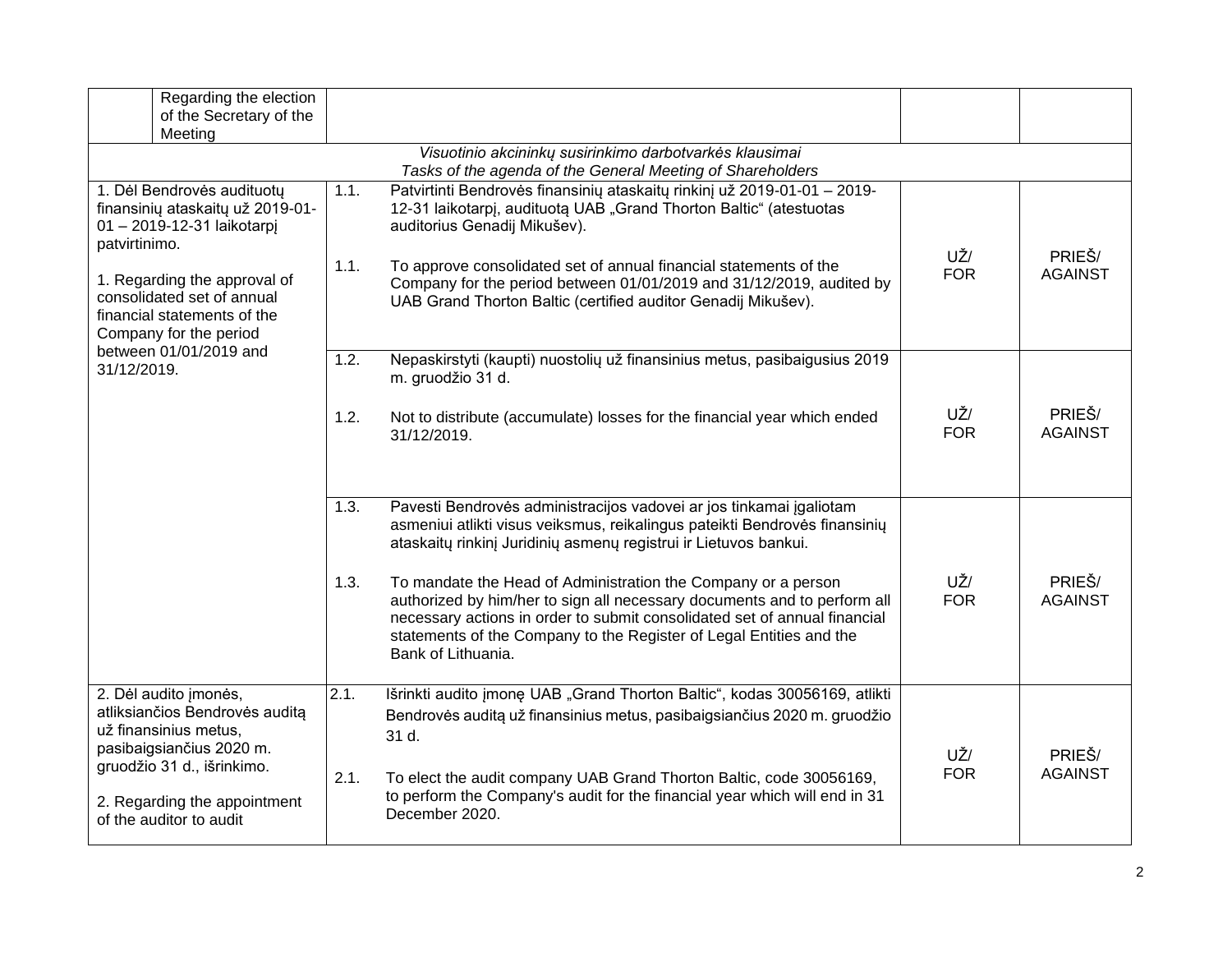| | | | |
|---|---|---|---|
| Regarding the election of the Secretary of the Meeting | | | |
| *Visuotinio akcininkų susirinkimo darbotvarkės klausimai*<br>*Tasks of the agenda of the General Meeting of Shareholders* | | | |
| 1. Dėl Bendrovės audituotų finansinių ataskaitų už 2019-01-01 – 2019-12-31 laikotarpį patvirtinimo.<br><br>1. Regarding the approval of consolidated set of annual financial statements of the Company for the period between 01/01/2019 and 31/12/2019. | 1.1. Patvirtinti Bendrovės finansinių ataskaitų rinkinį už 2019-01-01 – 2019-12-31 laikotarpį, audituotą UAB „Grand Thorton Baltic" (atestuotas auditorius Genadij Mikušev).<br><br>1.1. To approve consolidated set of annual financial statements of the Company for the period between 01/01/2019 and 31/12/2019, audited by UAB Grand Thorton Baltic (certified auditor Genadij Mikušev). | UŽ/ FOR | PRIEŠ/ AGAINST |
| | 1.2. Nepaskirstyti (kaupti) nuostolių už finansinius metus, pasibaigusius 2019 m. gruodžio 31 d.<br><br>1.2. Not to distribute (accumulate) losses for the financial year which ended 31/12/2019. | UŽ/ FOR | PRIEŠ/ AGAINST |
| | 1.3. Pavesti Bendrovės administracijos vadovei ar jos tinkamai įgaliotam asmeniui atlikti visus veiksmus, reikalingus pateikti Bendrovės finansinių ataskaitų rinkinį Juridinių asmenų registrui ir Lietuvos bankui.<br><br>1.3. To mandate the Head of Administration the Company or a person authorized by him/her to sign all necessary documents and to perform all necessary actions in order to submit consolidated set of annual financial statements of the Company to the Register of Legal Entities and the Bank of Lithuania. | UŽ/ FOR | PRIEŠ/ AGAINST |
| 2. Dėl audito įmonės, atliksiančios Bendrovės auditą už finansinius metus, pasibaigsiančius 2020 m. gruodžio 31 d., išrinkimo.<br><br>2. Regarding the appointment of the auditor to audit | 2.1. Išrinkti audito įmonę UAB „Grand Thorton Baltic", kodas 30056169, atlikti Bendrovės auditą už finansinius metus, pasibaigsiančius 2020 m. gruodžio 31 d.<br><br>2.1. To elect the audit company UAB Grand Thorton Baltic, code 30056169, to perform the Company's audit for the financial year which will end in 31 December 2020. | UŽ/ FOR | PRIEŠ/ AGAINST |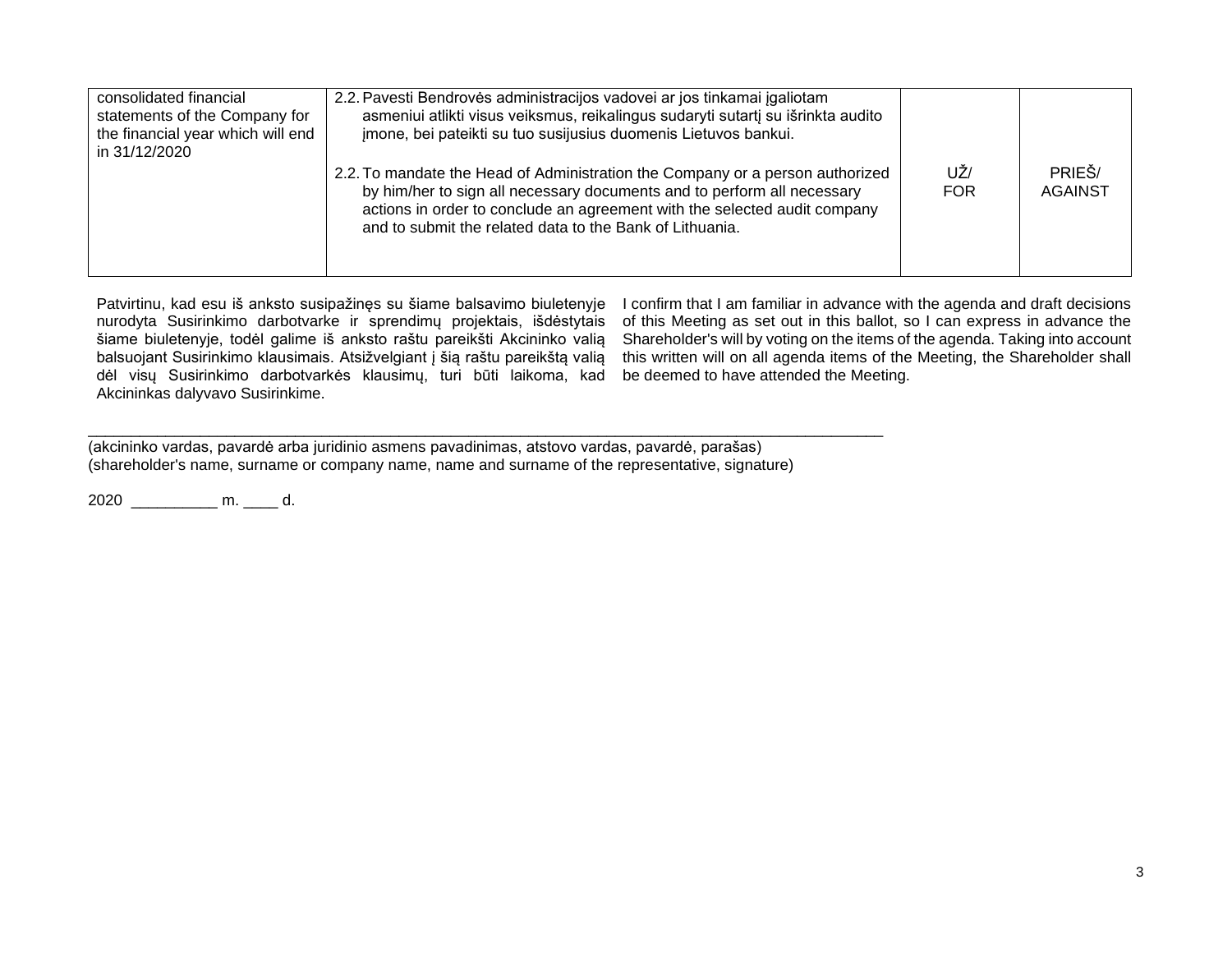| | | | |
|---|---|---|---|
| consolidated financial statements of the Company for the financial year which will end in 31/12/2020 | 2.2. Pavesti Bendrovės administracijos vadovei ar jos tinkamai įgaliotam asmeniui atlikti visus veiksmus, reikalingus sudaryti sutartį su išrinkta audito įmone, bei pateikti su tuo susijusius duomenis Lietuvos bankui.<br><br>2.2. To mandate the Head of Administration the Company or a person authorized by him/her to sign all necessary documents and to perform all necessary actions in order to conclude an agreement with the selected audit company and to submit the related data to the Bank of Lithuania. | UŽ/ FOR | PRIEŠ/ AGAINST |

Patvirtinu, kad esu iš anksto susipažinęs su šiame balsavimo biuletenyje nurodyta Susirinkimo darbotvarke ir sprendimų projektais, išdėstytais šiame biuletenyje, todėl galime iš anksto raštu pareikšti Akcininko valią balsuojant Susirinkimo klausimais. Atsižvelgiant į šią raštu pareikštą valią dėl visų Susirinkimo darbotvarkės klausimų, turi būti laikoma, kad Akcininkas dalyvavo Susirinkime.

I confirm that I am familiar in advance with the agenda and draft decisions of this Meeting as set out in this ballot, so I can express in advance the Shareholder's will by voting on the items of the agenda. Taking into account this written will on all agenda items of the Meeting, the Shareholder shall be deemed to have attended the Meeting.

_____________________________________________________________________________________

(akcininko vardas, pavardė arba juridinio asmens pavadinimas, atstovo vardas, pavardė, parašas)
(shareholder's name, surname or company name, name and surname of the representative, signature)

2020 __________ m. ____ d.